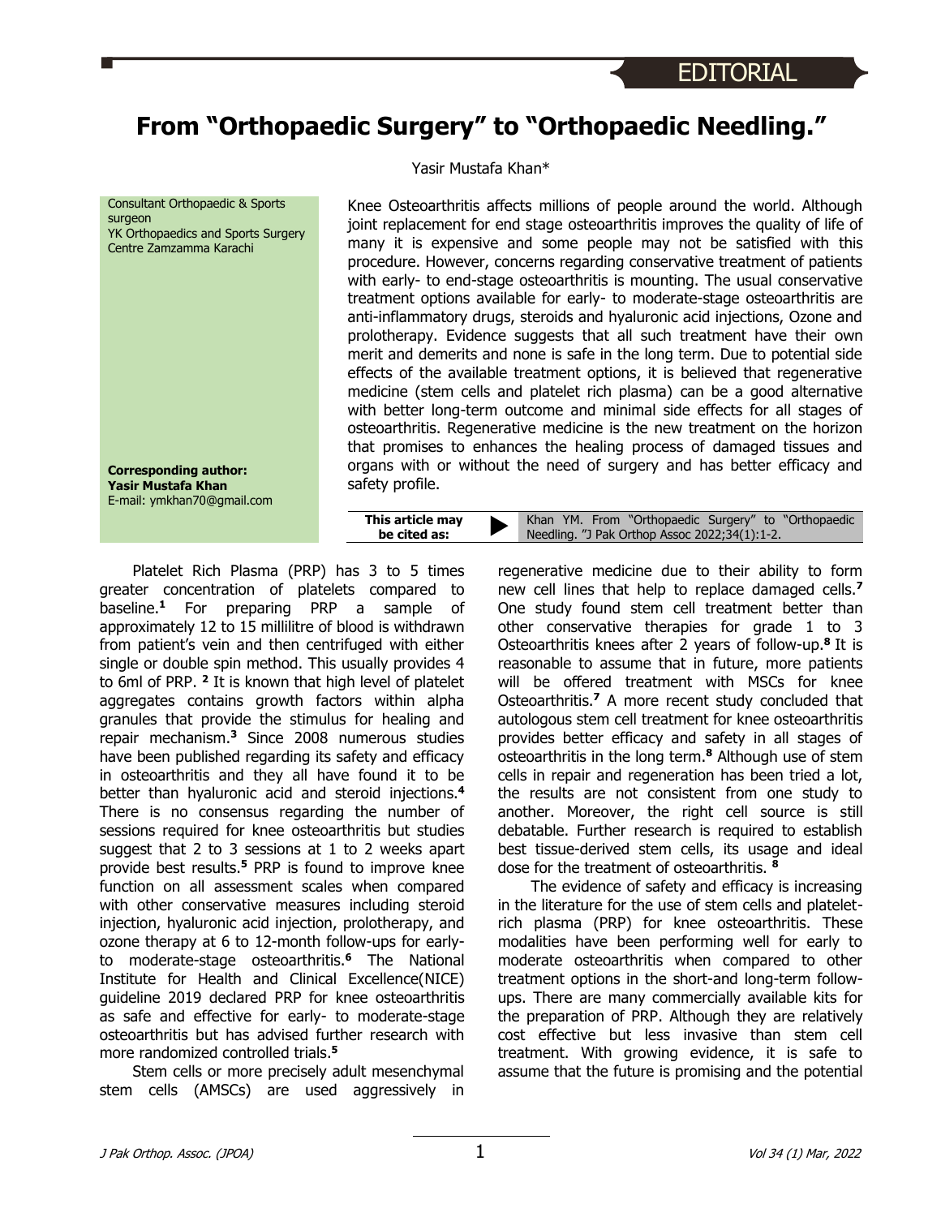EDITORIAL

# From "Orthopaedic Surgery" to "Orthopaedic Needling."

Yasir Mustafa Khan*

Consultant Orthopaedic & Sports surgeon
YK Orthopaedics and Sports Surgery Centre Zamzamma Karachi

**Corresponding author:**
**Yasir Mustafa Khan**
E-mail: ymkhan70@gmail.com

Knee Osteoarthritis affects millions of people around the world. Although joint replacement for end stage osteoarthritis improves the quality of life of many it is expensive and some people may not be satisfied with this procedure. However, concerns regarding conservative treatment of patients with early- to end-stage osteoarthritis is mounting. The usual conservative treatment options available for early- to moderate-stage osteoarthritis are anti-inflammatory drugs, steroids and hyaluronic acid injections, Ozone and prolotherapy. Evidence suggests that all such treatment have their own merit and demerits and none is safe in the long term. Due to potential side effects of the available treatment options, it is believed that regenerative medicine (stem cells and platelet rich plasma) can be a good alternative with better long-term outcome and minimal side effects for all stages of osteoarthritis. Regenerative medicine is the new treatment on the horizon that promises to enhances the healing process of damaged tissues and organs with or without the need of surgery and has better efficacy and safety profile.

**This article may be cited as:** Khan YM. From "Orthopaedic Surgery" to "Orthopaedic Needling. "J Pak Orthop Assoc 2022;34(1):1-2.

Platelet Rich Plasma (PRP) has 3 to 5 times greater concentration of platelets compared to baseline.[1] For preparing PRP a sample of approximately 12 to 15 millilitre of blood is withdrawn from patient's vein and then centrifuged with either single or double spin method. This usually provides 4 to 6ml of PRP. [2] It is known that high level of platelet aggregates contains growth factors within alpha granules that provide the stimulus for healing and repair mechanism.[3] Since 2008 numerous studies have been published regarding its safety and efficacy in osteoarthritis and they all have found it to be better than hyaluronic acid and steroid injections.[4] There is no consensus regarding the number of sessions required for knee osteoarthritis but studies suggest that 2 to 3 sessions at 1 to 2 weeks apart provide best results.[5] PRP is found to improve knee function on all assessment scales when compared with other conservative measures including steroid injection, hyaluronic acid injection, prolotherapy, and ozone therapy at 6 to 12-month follow-ups for early- to moderate-stage osteoarthritis.[6] The National Institute for Health and Clinical Excellence(NICE) guideline 2019 declared PRP for knee osteoarthritis as safe and effective for early- to moderate-stage osteoarthritis but has advised further research with more randomized controlled trials.[5]

Stem cells or more precisely adult mesenchymal stem cells (AMSCs) are used aggressively in regenerative medicine due to their ability to form new cell lines that help to replace damaged cells.[7] One study found stem cell treatment better than other conservative therapies for grade 1 to 3 Osteoarthritis knees after 2 years of follow-up.[8] It is reasonable to assume that in future, more patients will be offered treatment with MSCs for knee Osteoarthritis.[7] A more recent study concluded that autologous stem cell treatment for knee osteoarthritis provides better efficacy and safety in all stages of osteoarthritis in the long term.[8] Although use of stem cells in repair and regeneration has been tried a lot, the results are not consistent from one study to another. Moreover, the right cell source is still debatable. Further research is required to establish best tissue-derived stem cells, its usage and ideal dose for the treatment of osteoarthritis. [8]

The evidence of safety and efficacy is increasing in the literature for the use of stem cells and platelet-rich plasma (PRP) for knee osteoarthritis. These modalities have been performing well for early to moderate osteoarthritis when compared to other treatment options in the short-and long-term follow-ups. There are many commercially available kits for the preparation of PRP. Although they are relatively cost effective but less invasive than stem cell treatment. With growing evidence, it is safe to assume that the future is promising and the potential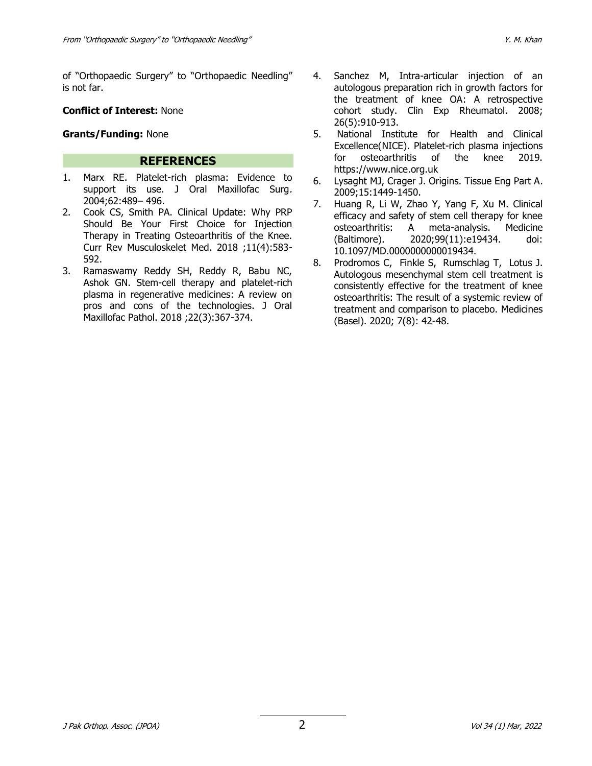of "Orthopaedic Surgery" to "Orthopaedic Needling" is not far.

**Conflict of Interest:** None

**Grants/Funding:** None

## REFERENCES

1. Marx RE. Platelet-rich plasma: Evidence to support its use. J Oral Maxillofac Surg. 2004;62:489– 496.
2. Cook CS, Smith PA. Clinical Update: Why PRP Should Be Your First Choice for Injection Therapy in Treating Osteoarthritis of the Knee. Curr Rev Musculoskelet Med. 2018 ;11(4):583-592.
3. Ramaswamy Reddy SH, Reddy R, Babu NC, Ashok GN. Stem-cell therapy and platelet-rich plasma in regenerative medicines: A review on pros and cons of the technologies. J Oral Maxillofac Pathol. 2018 ;22(3):367-374.
4. Sanchez M, Intra-articular injection of an autologous preparation rich in growth factors for the treatment of knee OA: A retrospective cohort study. Clin Exp Rheumatol. 2008; 26(5):910-913.
5. National Institute for Health and Clinical Excellence(NICE). Platelet-rich plasma injections for osteoarthritis of the knee 2019. https://www.nice.org.uk
6. Lysaght MJ, Crager J. Origins. Tissue Eng Part A. 2009;15:1449-1450.
7. Huang R, Li W, Zhao Y, Yang F, Xu M. Clinical efficacy and safety of stem cell therapy for knee osteoarthritis: A meta-analysis. Medicine (Baltimore). 2020;99(11):e19434. doi: 10.1097/MD.0000000000019434.
8. Prodromos C, Finkle S, Rumschlag T, Lotus J. Autologous mesenchymal stem cell treatment is consistently effective for the treatment of knee osteoarthritis: The result of a systemic review of treatment and comparison to placebo. Medicines (Basel). 2020; 7(8): 42-48.